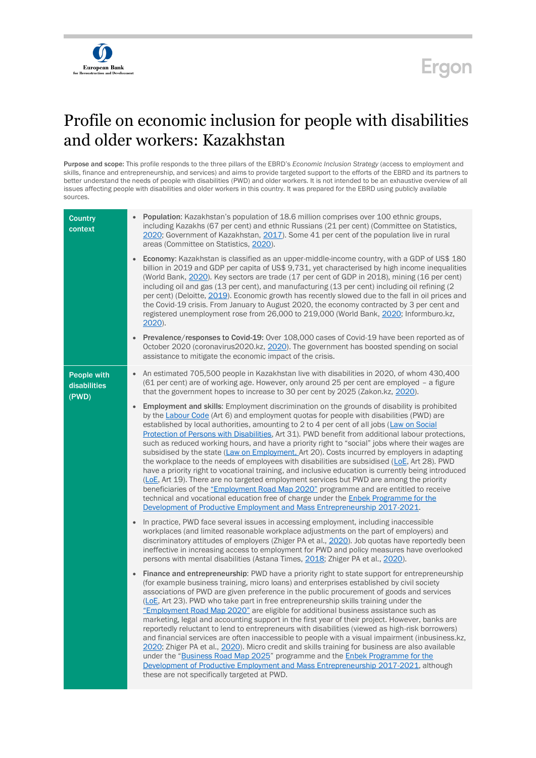# Profile on economic inclusion for people with disabilities and older workers: Kazakhstan

**Purpose and scope:** This profile responds to the three pillars of the EBRD's *Economic Inclusion Strategy* (access to employment and skills, finance and entrepreneurship, and services) and aims to provide targeted support to the efforts of the EBRD and its partners to better understand the needs of people with disabilities (PWD) and older workers. It is not intended to be an exhaustive overview of all issues affecting people with disabilities and older workers in this country. It was prepared for the EBRD using publicly available sources.

## Country context

- **Population**: Kazakhstan's population of 18.6 million comprises over 100 ethnic groups, including Kazakhs (67 per cent) and ethnic Russians (21 per cent) (Committee on Statistics, 2020; Government of Kazakhstan, 2017). Some 41 per cent of the population live in rural areas (Committee on Statistics, 2020).
- **Economy**: Kazakhstan is classified as an upper-middle-income country, with a GDP of US$ 180 billion in 2019 and GDP per capita of US$ 9,731, yet characterised by high income inequalities (World Bank, 2020). Key sectors are trade (17 per cent of GDP in 2018), mining (16 per cent) including oil and gas (13 per cent), and manufacturing (13 per cent) including oil refining (2 per cent) (Deloitte, 2019). Economic growth has recently slowed due to the fall in oil prices and the Covid-19 crisis. From January to August 2020, the economy contracted by 3 per cent and registered unemployment rose from 26,000 to 219,000 (World Bank, 2020; Informburo.kz, 2020).
- **Prevalence/responses to Covid-19:** Over 108,000 cases of Covid-19 have been reported as of October 2020 (coronavirus2020.kz, 2020). The government has boosted spending on social assistance to mitigate the economic impact of the crisis.

## People with disabilities (PWD)

- An estimated 705,500 people in Kazakhstan live with disabilities in 2020, of whom 430,400 (61 per cent) are of working age. However, only around 25 per cent are employed – a figure that the government hopes to increase to 30 per cent by 2025 (Zakon.kz, 2020).
- **Employment and skills**: Employment discrimination on the grounds of disability is prohibited by the Labour Code (Art 6) and employment quotas for people with disabilities (PWD) are established by local authorities, amounting to 2 to 4 per cent of all jobs (Law on Social Protection of Persons with Disabilities, Art 31). PWD benefit from additional labour protections, such as reduced working hours, and have a priority right to "social" jobs where their wages are subsidised by the state (Law on Employment, Art 20). Costs incurred by employers in adapting the workplace to the needs of employees with disabilities are subsidised (LoE, Art 28). PWD have a priority right to vocational training, and inclusive education is currently being introduced (LoE, Art 19). There are no targeted employment services but PWD are among the priority beneficiaries of the "Employment Road Map 2020" programme and are entitled to receive technical and vocational education free of charge under the Enbek Programme for the Development of Productive Employment and Mass Entrepreneurship 2017-2021.
- In practice, PWD face several issues in accessing employment, including inaccessible workplaces (and limited reasonable workplace adjustments on the part of employers) and discriminatory attitudes of employers (Zhiger PA et al., 2020). Job quotas have reportedly been ineffective in increasing access to employment for PWD and policy measures have overlooked persons with mental disabilities (Astana Times, 2018; Zhiger PA et al., 2020).
- **Finance and entrepreneurship**: PWD have a priority right to state support for entrepreneurship (for example business training, micro loans) and enterprises established by civil society associations of PWD are given preference in the public procurement of goods and services (LoE, Art 23). PWD who take part in free entrepreneurship skills training under the "Employment Road Map 2020" are eligible for additional business assistance such as marketing, legal and accounting support in the first year of their project. However, banks are reportedly reluctant to lend to entrepreneurs with disabilities (viewed as high-risk borrowers) and financial services are often inaccessible to people with a visual impairment (inbusiness.kz, 2020; Zhiger PA et al., 2020). Micro credit and skills training for business are also available under the "Business Road Map 2025" programme and the Enbek Programme for the Development of Productive Employment and Mass Entrepreneurship 2017-2021, although these are not specifically targeted at PWD.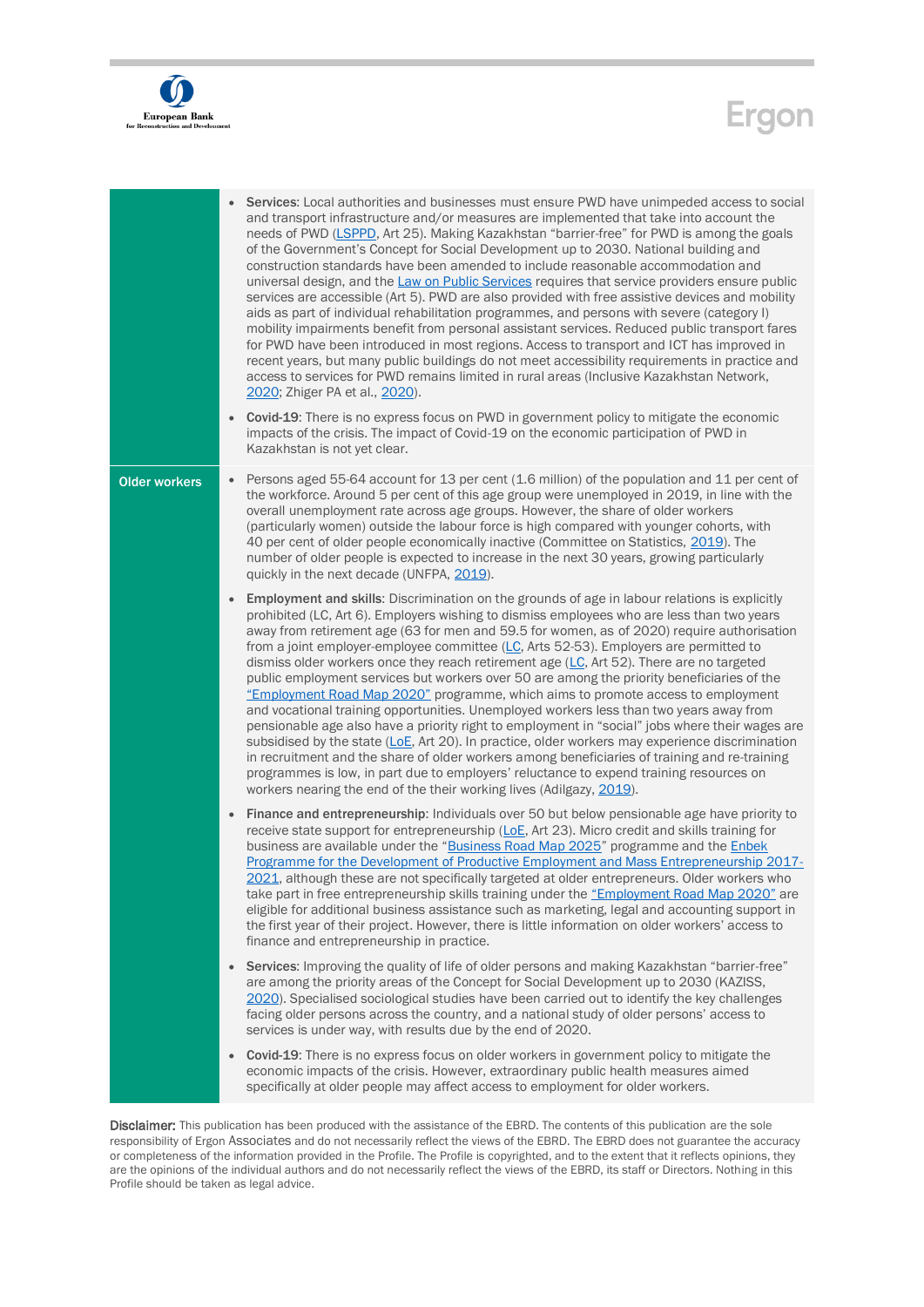| | |
|---|---|
| | • **Services**: Local authorities and businesses must ensure PWD have unimpeded access to social and transport infrastructure and/or measures are implemented that take into account the needs of PWD (LSPPD, Art 25). Making Kazakhstan "barrier-free" for PWD is among the goals of the Government's Concept for Social Development up to 2030. National building and construction standards have been amended to include reasonable accommodation and universal design, and the Law on Public Services requires that service providers ensure public services are accessible (Art 5). PWD are also provided with free assistive devices and mobility aids as part of individual rehabilitation programmes, and persons with severe (category I) mobility impairments benefit from personal assistant services. Reduced public transport fares for PWD have been introduced in most regions. Access to transport and ICT has improved in recent years, but many public buildings do not meet accessibility requirements in practice and access to services for PWD remains limited in rural areas (Inclusive Kazakhstan Network, 2020; Zhiger PA et al., 2020).<br><br>• **Covid-19**: There is no express focus on PWD in government policy to mitigate the economic impacts of the crisis. The impact of Covid-19 on the economic participation of PWD in Kazakhstan is not yet clear. |
| **Older workers** | • Persons aged 55-64 account for 13 per cent (1.6 million) of the population and 11 per cent of the workforce. Around 5 per cent of this age group were unemployed in 2019, in line with the overall unemployment rate across age groups. However, the share of older workers (particularly women) outside the labour force is high compared with younger cohorts, with 40 per cent of older people economically inactive (Committee on Statistics, 2019). The number of older people is expected to increase in the next 30 years, growing particularly quickly in the next decade (UNFPA, 2019).<br><br>• **Employment and skills**: Discrimination on the grounds of age in labour relations is explicitly prohibited (LC, Art 6). Employers wishing to dismiss employees who are less than two years away from retirement age (63 for men and 59.5 for women, as of 2020) require authorisation from a joint employer-employee committee (LC, Arts 52-53). Employers are permitted to dismiss older workers once they reach retirement age (LC, Art 52). There are no targeted public employment services but workers over 50 are among the priority beneficiaries of the "Employment Road Map 2020" programme, which aims to promote access to employment and vocational training opportunities. Unemployed workers less than two years away from pensionable age also have a priority right to employment in "social" jobs where their wages are subsidised by the state (LoE, Art 20). In practice, older workers may experience discrimination in recruitment and the share of older workers among beneficiaries of training and re-training programmes is low, in part due to employers' reluctance to expend training resources on workers nearing the end of the their working lives (Adilgazy, 2019).<br><br>• **Finance and entrepreneurship**: Individuals over 50 but below pensionable age have priority to receive state support for entrepreneurship (LoE, Art 23). Micro credit and skills training for business are available under the "Business Road Map 2025" programme and the Enbek Programme for the Development of Productive Employment and Mass Entrepreneurship 2017-2021, although these are not specifically targeted at older entrepreneurs. Older workers who take part in free entrepreneurship skills training under the "Employment Road Map 2020" are eligible for additional business assistance such as marketing, legal and accounting support in the first year of their project. However, there is little information on older workers' access to finance and entrepreneurship in practice.<br><br>• **Services**: Improving the quality of life of older persons and making Kazakhstan "barrier-free" are among the priority areas of the Concept for Social Development up to 2030 (KAZISS, 2020). Specialised sociological studies have been carried out to identify the key challenges facing older persons across the country, and a national study of older persons' access to services is under way, with results due by the end of 2020.<br><br>• **Covid-19**: There is no express focus on older workers in government policy to mitigate the economic impacts of the crisis. However, extraordinary public health measures aimed specifically at older people may affect access to employment for older workers. |

**Disclaimer:** This publication has been produced with the assistance of the EBRD. The contents of this publication are the sole responsibility of Ergon Associates and do not necessarily reflect the views of the EBRD. The EBRD does not guarantee the accuracy or completeness of the information provided in the Profile. The Profile is copyrighted, and to the extent that it reflects opinions, they are the opinions of the individual authors and do not necessarily reflect the views of the EBRD, its staff or Directors. Nothing in this Profile should be taken as legal advice.